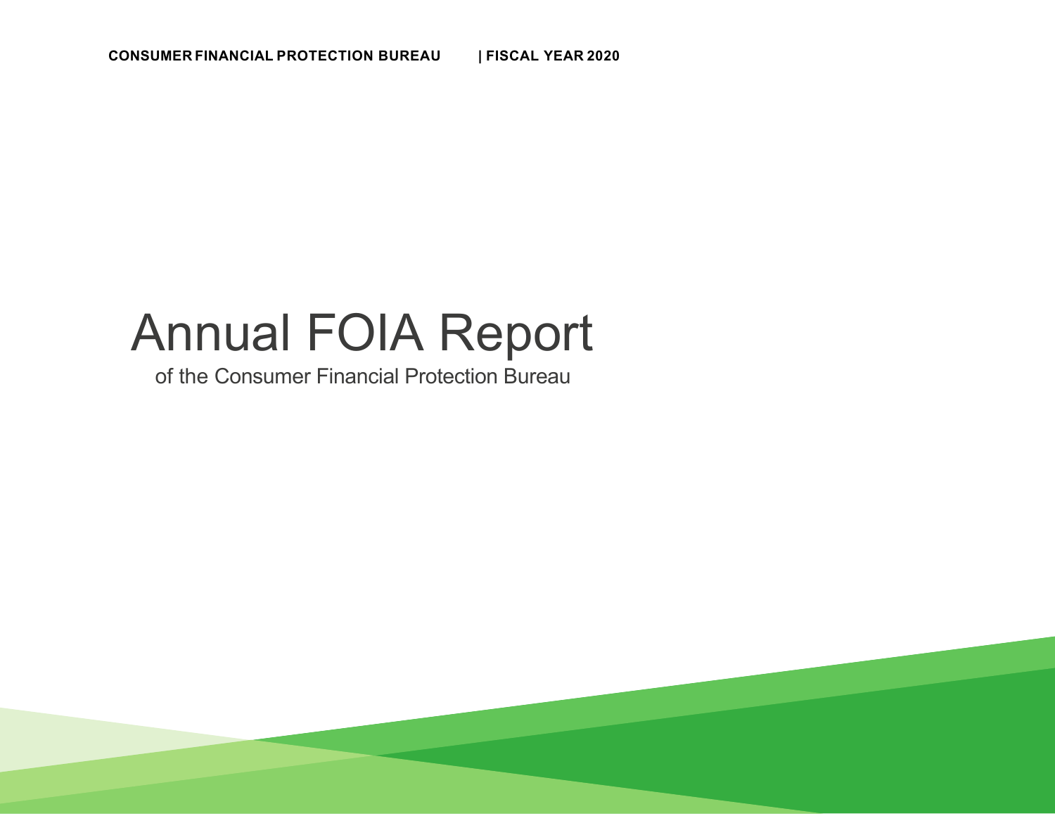# Annual FOIA Report

of the Consumer Financial Protection Bureau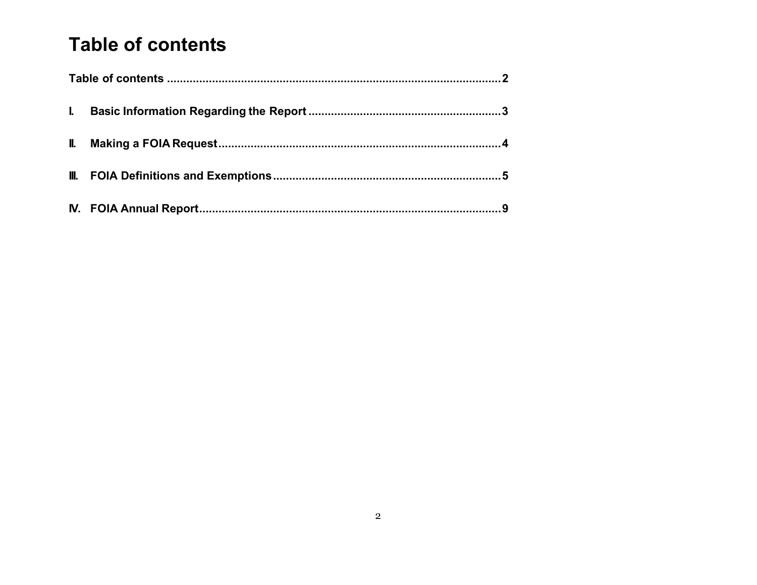# Table of contents

Table of contents ........................................................................................................2

I. Basic Information Regarding the Report ...........................................................3

II. Making a FOIA Request.......................................................................................4

III. FOIA Definitions and Exemptions......................................................................5

IV. FOIA Annual Report.............................................................................................9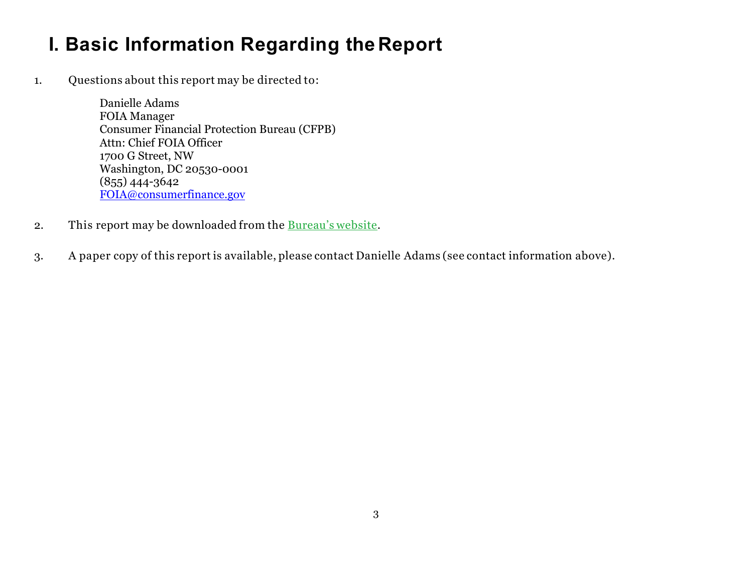# I. Basic Information Regarding the Report

1. Questions about this report may be directed to:

   Danielle Adams
   FOIA Manager
   Consumer Financial Protection Bureau (CFPB)
   Attn: Chief FOIA Officer
   1700 G Street, NW
   Washington, DC 20530-0001
   (855) 444-3642
   FOIA@consumerfinance.gov

2. This report may be downloaded from the Bureau's website.

3. A paper copy of this report is available, please contact Danielle Adams (see contact information above).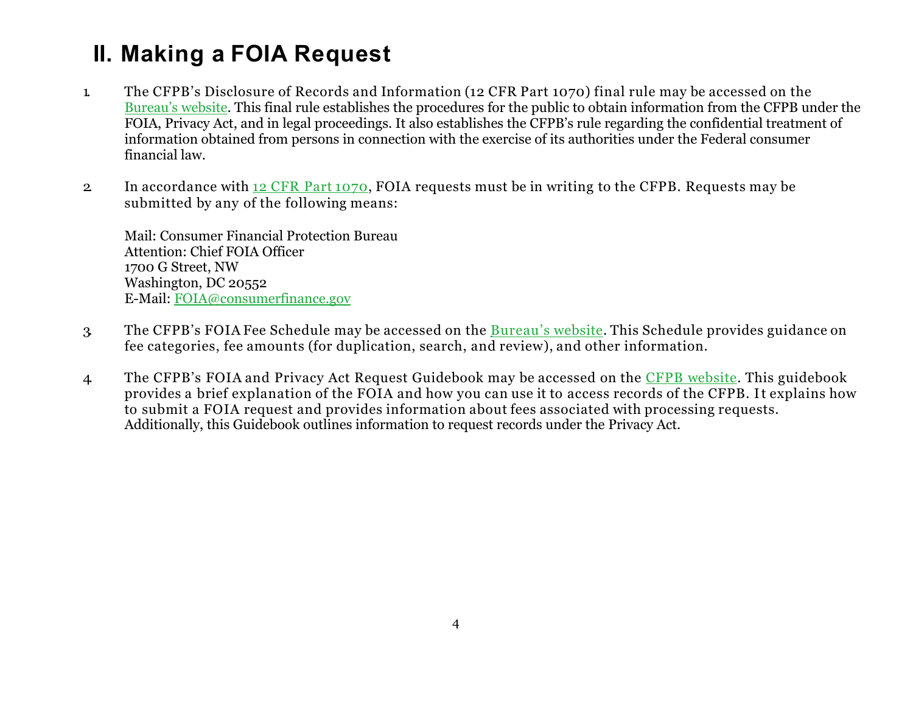## II. Making a FOIA Request

1. The CFPB's Disclosure of Records and Information (12 CFR Part 1070) final rule may be accessed on the Bureau's website. This final rule establishes the procedures for the public to obtain information from the CFPB under the FOIA, Privacy Act, and in legal proceedings. It also establishes the CFPB's rule regarding the confidential treatment of information obtained from persons in connection with the exercise of its authorities under the Federal consumer financial law.

2. In accordance with 12 CFR Part 1070, FOIA requests must be in writing to the CFPB. Requests may be submitted by any of the following means:

   Mail: Consumer Financial Protection Bureau
   Attention: Chief FOIA Officer
   1700 G Street, NW
   Washington, DC 20552
   E-Mail: FOIA@consumerfinance.gov

3. The CFPB's FOIA Fee Schedule may be accessed on the Bureau's website. This Schedule provides guidance on fee categories, fee amounts (for duplication, search, and review), and other information.

4. The CFPB's FOIA and Privacy Act Request Guidebook may be accessed on the CFPB website. This guidebook provides a brief explanation of the FOIA and how you can use it to access records of the CFPB. It explains how to submit a FOIA request and provides information about fees associated with processing requests. Additionally, this Guidebook outlines information to request records under the Privacy Act.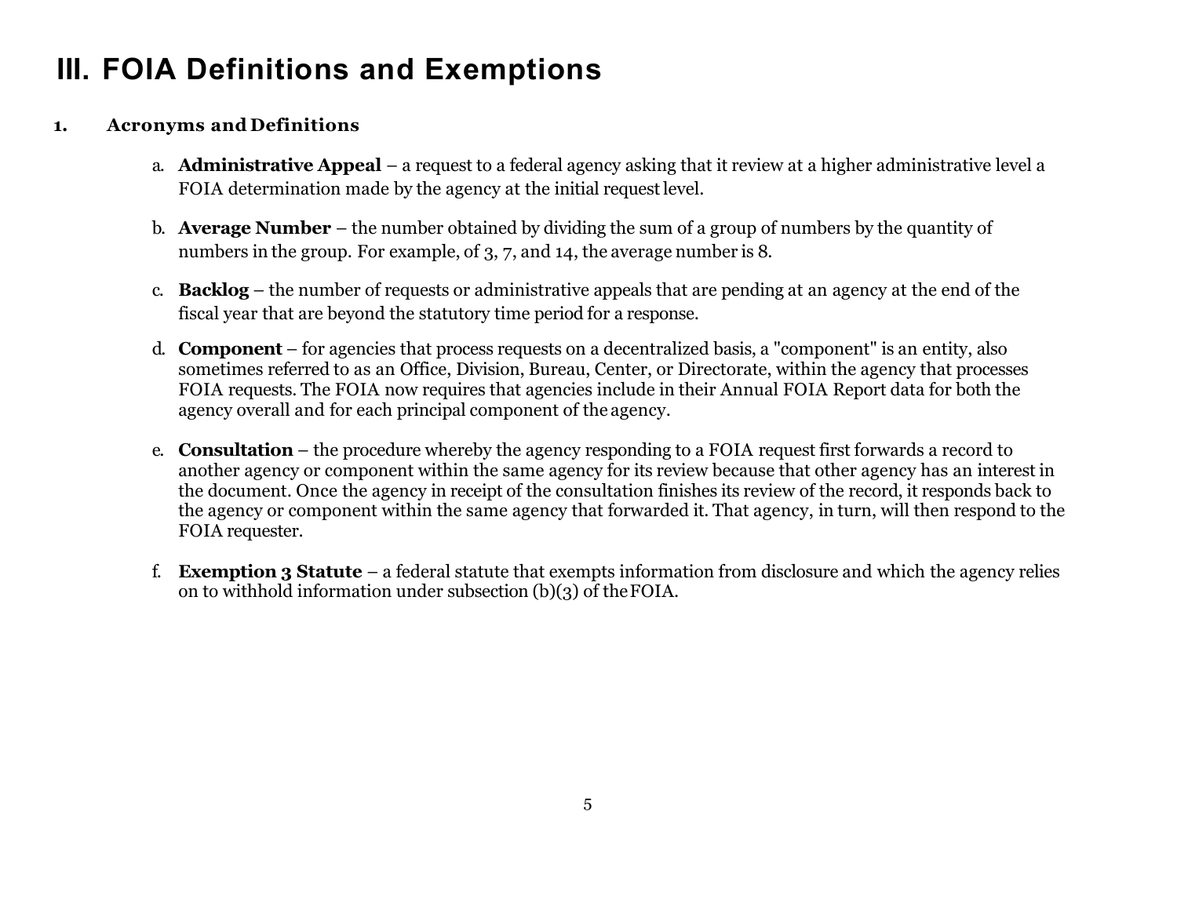# III. FOIA Definitions and Exemptions

## 1. Acronyms and Definitions

a. **Administrative Appeal** – a request to a federal agency asking that it review at a higher administrative level a FOIA determination made by the agency at the initial request level.

b. **Average Number** – the number obtained by dividing the sum of a group of numbers by the quantity of numbers in the group. For example, of 3, 7, and 14, the average number is 8.

c. **Backlog** – the number of requests or administrative appeals that are pending at an agency at the end of the fiscal year that are beyond the statutory time period for a response.

d. **Component** – for agencies that process requests on a decentralized basis, a "component" is an entity, also sometimes referred to as an Office, Division, Bureau, Center, or Directorate, within the agency that processes FOIA requests. The FOIA now requires that agencies include in their Annual FOIA Report data for both the agency overall and for each principal component of the agency.

e. **Consultation** – the procedure whereby the agency responding to a FOIA request first forwards a record to another agency or component within the same agency for its review because that other agency has an interest in the document. Once the agency in receipt of the consultation finishes its review of the record, it responds back to the agency or component within the same agency that forwarded it. That agency, in turn, will then respond to the FOIA requester.

f. **Exemption 3 Statute** – a federal statute that exempts information from disclosure and which the agency relies on to withhold information under subsection (b)(3) of the FOIA.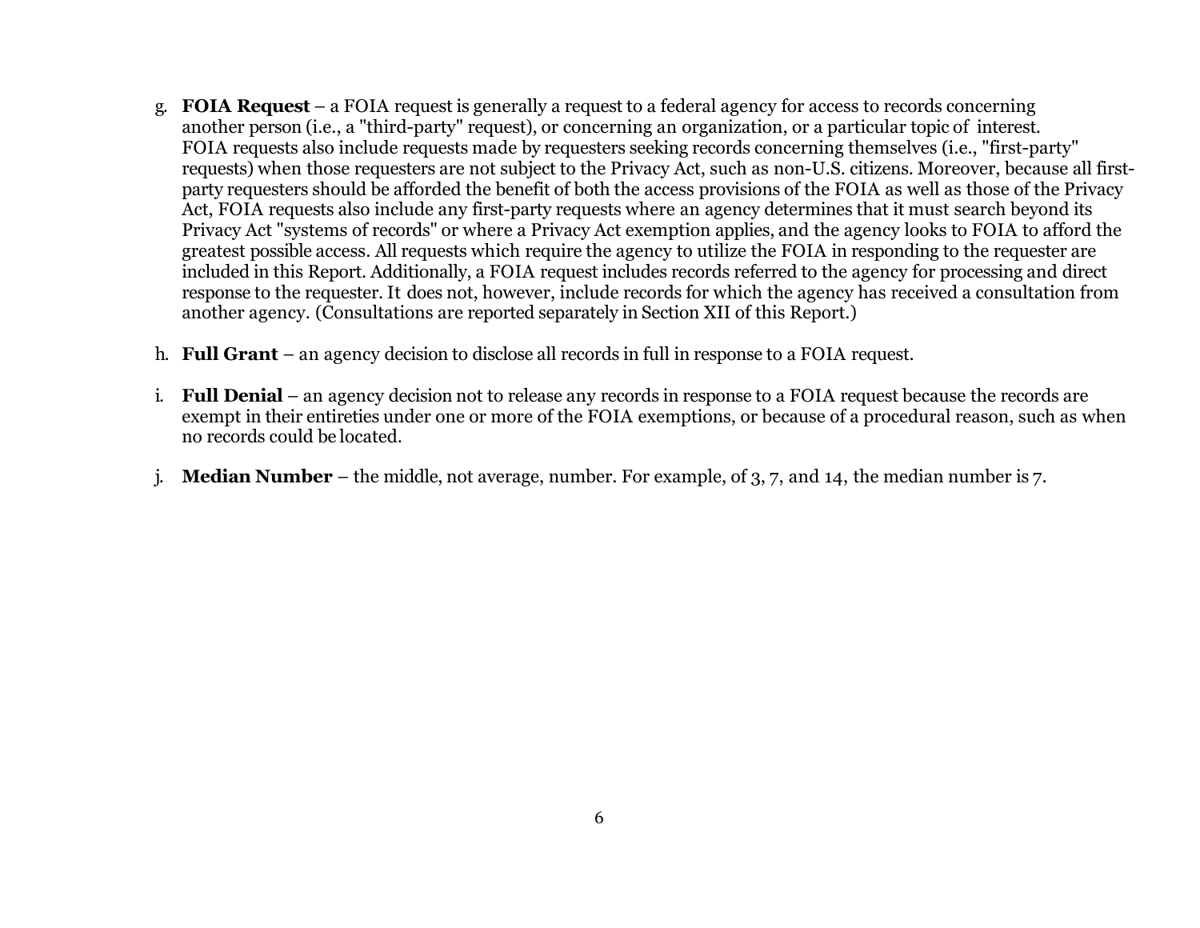g. **FOIA Request** – a FOIA request is generally a request to a federal agency for access to records concerning another person (i.e., a "third-party" request), or concerning an organization, or a particular topic of interest. FOIA requests also include requests made by requesters seeking records concerning themselves (i.e., "first-party" requests) when those requesters are not subject to the Privacy Act, such as non-U.S. citizens. Moreover, because all first-party requesters should be afforded the benefit of both the access provisions of the FOIA as well as those of the Privacy Act, FOIA requests also include any first-party requests where an agency determines that it must search beyond its Privacy Act "systems of records" or where a Privacy Act exemption applies, and the agency looks to FOIA to afford the greatest possible access. All requests which require the agency to utilize the FOIA in responding to the requester are included in this Report. Additionally, a FOIA request includes records referred to the agency for processing and direct response to the requester. It does not, however, include records for which the agency has received a consultation from another agency. (Consultations are reported separately in Section XII of this Report.)

h. **Full Grant** – an agency decision to disclose all records in full in response to a FOIA request.

i. **Full Denial** – an agency decision not to release any records in response to a FOIA request because the records are exempt in their entireties under one or more of the FOIA exemptions, or because of a procedural reason, such as when no records could be located.

j. **Median Number** – the middle, not average, number. For example, of 3, 7, and 14, the median number is 7.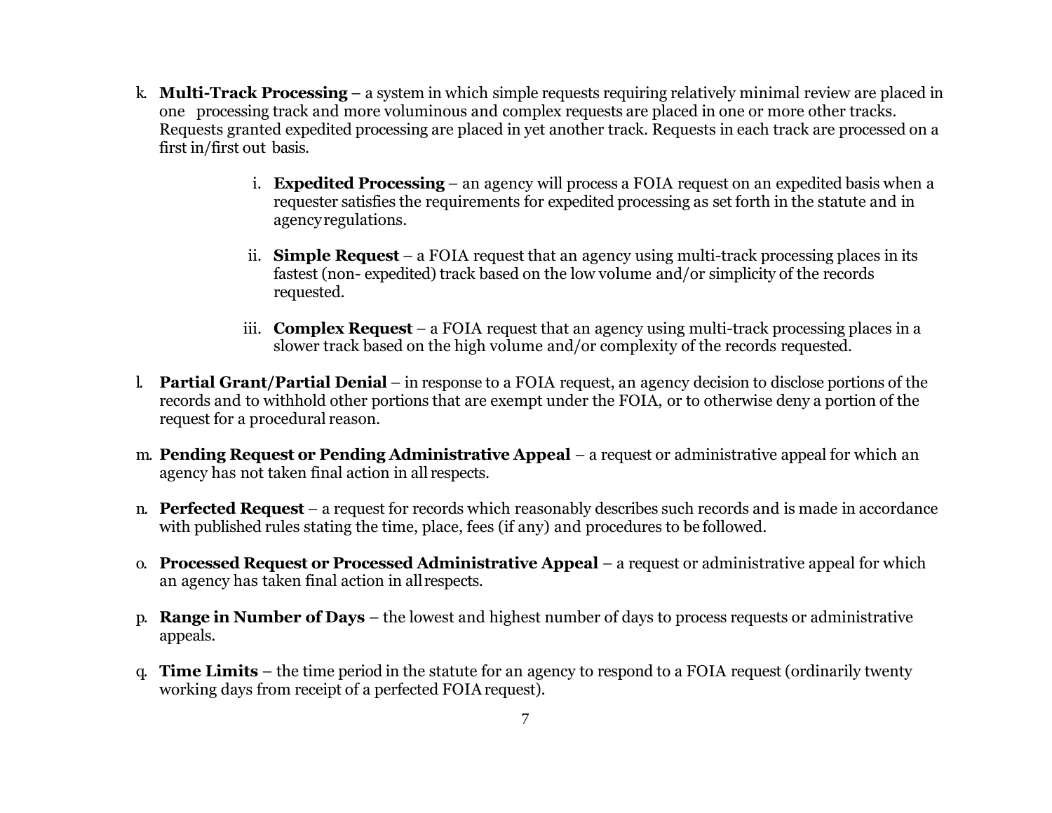k. **Multi-Track Processing** – a system in which simple requests requiring relatively minimal review are placed in one processing track and more voluminous and complex requests are placed in one or more other tracks. Requests granted expedited processing are placed in yet another track. Requests in each track are processed on a first in/first out basis.

   i. **Expedited Processing** – an agency will process a FOIA request on an expedited basis when a requester satisfies the requirements for expedited processing as set forth in the statute and in agency regulations.

   ii. **Simple Request** – a FOIA request that an agency using multi-track processing places in its fastest (non- expedited) track based on the low volume and/or simplicity of the records requested.

   iii. **Complex Request** – a FOIA request that an agency using multi-track processing places in a slower track based on the high volume and/or complexity of the records requested.

l. **Partial Grant/Partial Denial** – in response to a FOIA request, an agency decision to disclose portions of the records and to withhold other portions that are exempt under the FOIA, or to otherwise deny a portion of the request for a procedural reason.

m. **Pending Request or Pending Administrative Appeal** – a request or administrative appeal for which an agency has not taken final action in all respects.

n. **Perfected Request** – a request for records which reasonably describes such records and is made in accordance with published rules stating the time, place, fees (if any) and procedures to be followed.

o. **Processed Request or Processed Administrative Appeal** – a request or administrative appeal for which an agency has taken final action in all respects.

p. **Range in Number of Days** – the lowest and highest number of days to process requests or administrative appeals.

q. **Time Limits** – the time period in the statute for an agency to respond to a FOIA request (ordinarily twenty working days from receipt of a perfected FOIA request).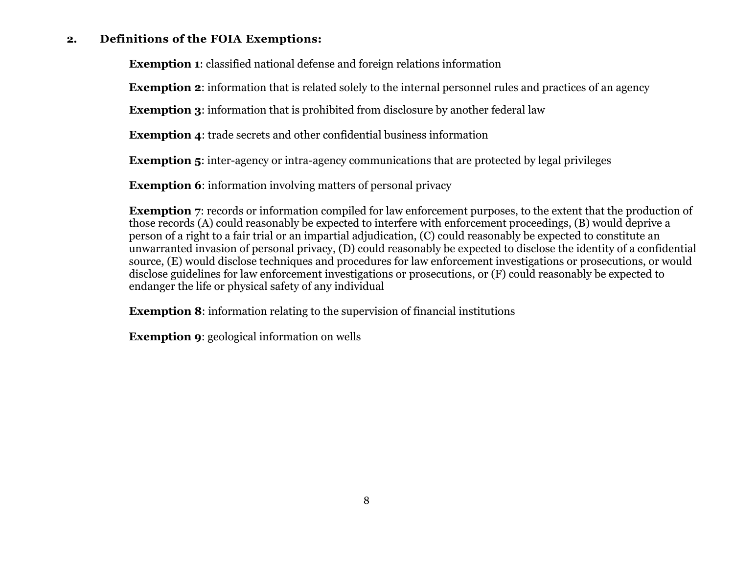## 2. Definitions of the FOIA Exemptions:

**Exemption 1**: classified national defense and foreign relations information

**Exemption 2**: information that is related solely to the internal personnel rules and practices of an agency

**Exemption 3**: information that is prohibited from disclosure by another federal law

**Exemption 4**: trade secrets and other confidential business information

**Exemption 5**: inter-agency or intra-agency communications that are protected by legal privileges

**Exemption 6**: information involving matters of personal privacy

**Exemption 7**: records or information compiled for law enforcement purposes, to the extent that the production of those records (A) could reasonably be expected to interfere with enforcement proceedings, (B) would deprive a person of a right to a fair trial or an impartial adjudication, (C) could reasonably be expected to constitute an unwarranted invasion of personal privacy, (D) could reasonably be expected to disclose the identity of a confidential source, (E) would disclose techniques and procedures for law enforcement investigations or prosecutions, or would disclose guidelines for law enforcement investigations or prosecutions, or (F) could reasonably be expected to endanger the life or physical safety of any individual

**Exemption 8**: information relating to the supervision of financial institutions

**Exemption 9**: geological information on wells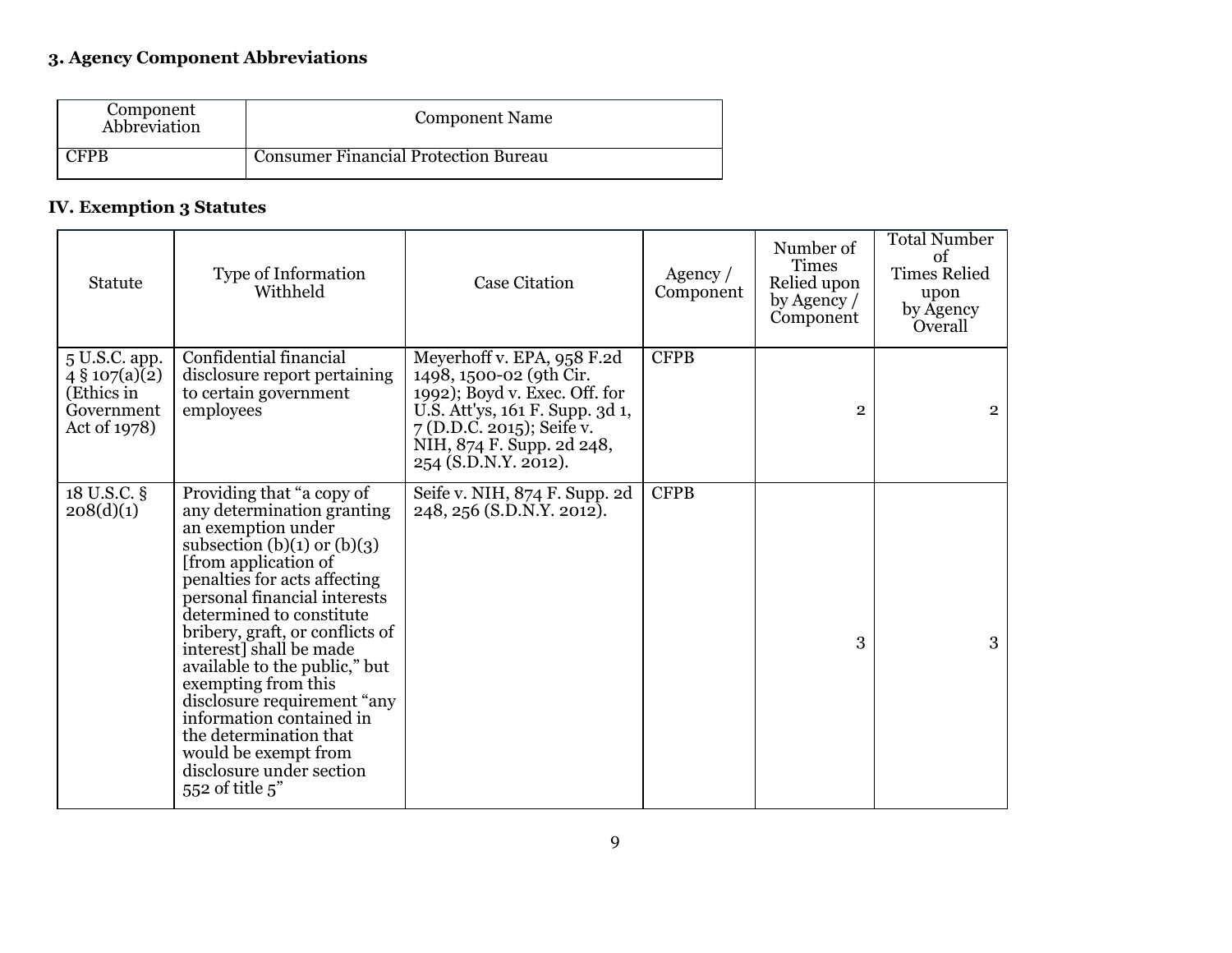### 3. Agency Component Abbreviations

| Component Abbreviation | Component Name |
|---|---|
| CFPB | Consumer Financial Protection Bureau |

## IV. Exemption 3 Statutes

| Statute | Type of Information Withheld | Case Citation | Agency / Component | Number of Times Relied upon by Agency / Component | Total Number of Times Relied upon by Agency Overall |
|---|---|---|---|---|---|
| 5 U.S.C. app. 4 § 107(a)(2) (Ethics in Government Act of 1978) | Confidential financial disclosure report pertaining to certain government employees | Meyerhoff v. EPA, 958 F.2d 1498, 1500-02 (9th Cir. 1992); Boyd v. Exec. Off. for U.S. Att'ys, 161 F. Supp. 3d 1, 7 (D.D.C. 2015); Seife v. NIH, 874 F. Supp. 2d 248, 254 (S.D.N.Y. 2012). | CFPB | 2 | 2 |
| 18 U.S.C. § 208(d)(1) | Providing that "a copy of any determination granting an exemption under subsection (b)(1) or (b)(3) [from application of penalties for acts affecting personal financial interests determined to constitute bribery, graft, or conflicts of interest] shall be made available to the public," but exempting from this disclosure requirement "any information contained in the determination that would be exempt from disclosure under section 552 of title 5" | Seife v. NIH, 874 F. Supp. 2d 248, 256 (S.D.N.Y. 2012). | CFPB | 3 | 3 |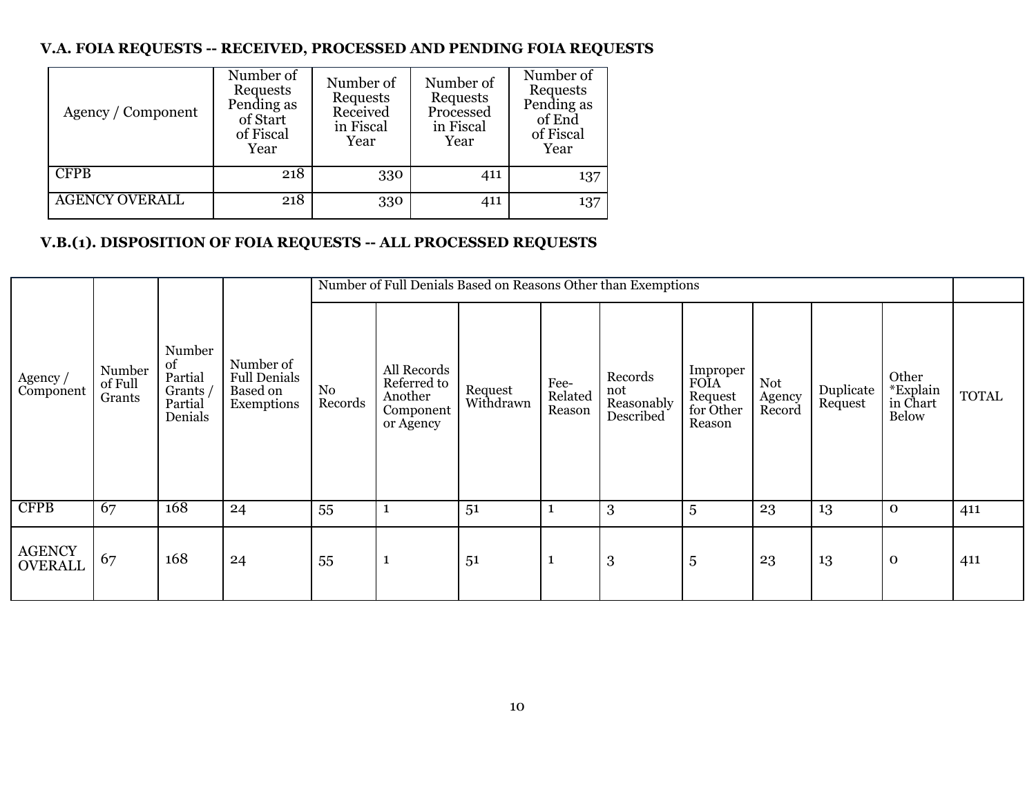### V.A. FOIA REQUESTS -- RECEIVED, PROCESSED AND PENDING FOIA REQUESTS

| Agency / Component | Number of Requests Pending as of Start of Fiscal Year | Number of Requests Received in Fiscal Year | Number of Requests Processed in Fiscal Year | Number of Requests Pending as of End of Fiscal Year |
|---|---|---|---|---|
| CFPB | 218 | 330 | 411 | 137 |
| AGENCY OVERALL | 218 | 330 | 411 | 137 |

### V.B.(1). DISPOSITION OF FOIA REQUESTS -- ALL PROCESSED REQUESTS

| | | | | Number of Full Denials Based on Reasons Other than Exemptions | | | | | | | | | |
|---|---|---|---|---|---|---|---|---|---|---|---|---|---|
| Agency / Component | Number of Full Grants | Number of Partial Grants / Partial Denials | Number of Full Denials Based on Exemptions | No Records | All Records Referred to Another Component or Agency | Request Withdrawn | Fee-Related Reason | Records not Reasonably Described | Improper FOIA Request for Other Reason | Not Agency Record | Duplicate Request | Other *Explain in Chart Below | TOTAL |
| CFPB | 67 | 168 | 24 | 55 | 1 | 51 | 1 | 3 | 5 | 23 | 13 | 0 | 411 |
| AGENCY OVERALL | 67 | 168 | 24 | 55 | 1 | 51 | 1 | 3 | 5 | 23 | 13 | 0 | 411 |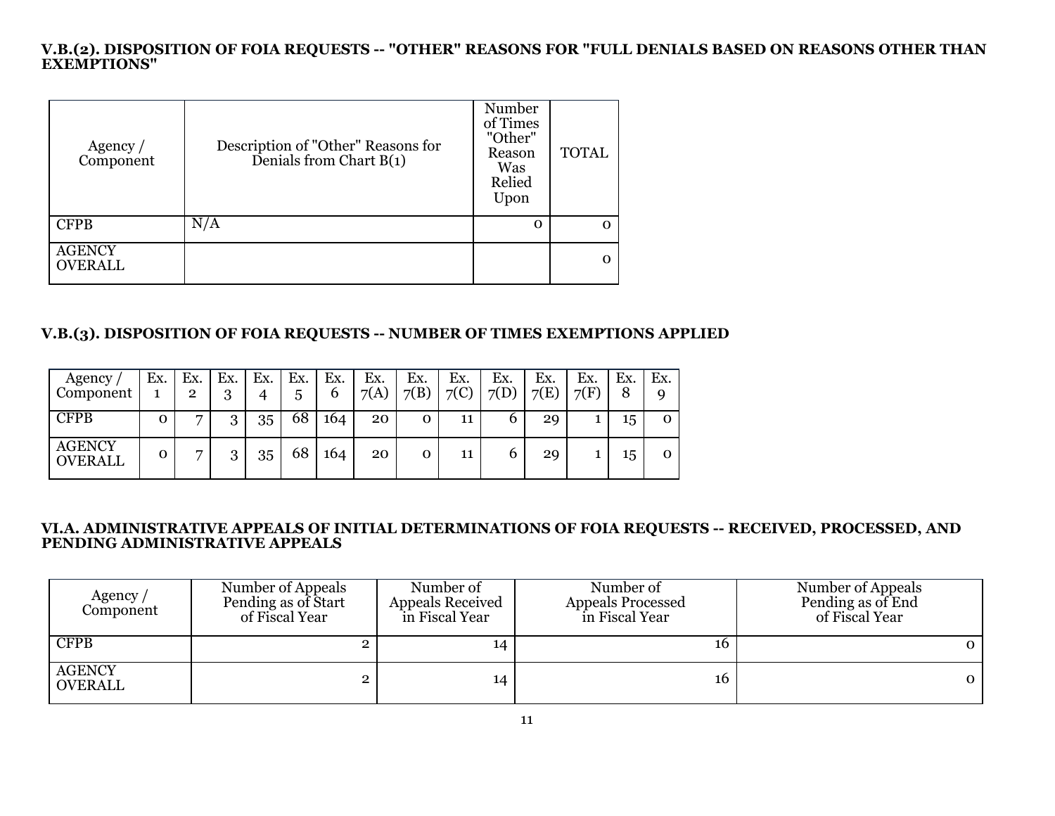### V.B.(2). DISPOSITION OF FOIA REQUESTS -- "OTHER" REASONS FOR "FULL DENIALS BASED ON REASONS OTHER THAN EXEMPTIONS"

| Agency / Component | Description of "Other" Reasons for Denials from Chart B(1) | Number of Times "Other" Reason Was Relied Upon | TOTAL |
|---|---|---|---|
| CFPB | N/A | 0 | 0 |
| AGENCY OVERALL | | | 0 |

### V.B.(3). DISPOSITION OF FOIA REQUESTS -- NUMBER OF TIMES EXEMPTIONS APPLIED

| Agency / Component | Ex. 1 | Ex. 2 | Ex. 3 | Ex. 4 | Ex. 5 | Ex. 6 | Ex. 7(A) | Ex. 7(B) | Ex. 7(C) | Ex. 7(D) | Ex. 7(E) | Ex. 7(F) | Ex. 8 | Ex. 9 |
|---|---|---|---|---|---|---|---|---|---|---|---|---|---|---|
| CFPB | 0 | 7 | 3 | 35 | 68 | 164 | 20 | 0 | 11 | 6 | 29 | 1 | 15 | 0 |
| AGENCY OVERALL | 0 | 7 | 3 | 35 | 68 | 164 | 20 | 0 | 11 | 6 | 29 | 1 | 15 | 0 |

### VI.A. ADMINISTRATIVE APPEALS OF INITIAL DETERMINATIONS OF FOIA REQUESTS -- RECEIVED, PROCESSED, AND PENDING ADMINISTRATIVE APPEALS

| Agency / Component | Number of Appeals Pending as of Start of Fiscal Year | Number of Appeals Received in Fiscal Year | Number of Appeals Processed in Fiscal Year | Number of Appeals Pending as of End of Fiscal Year |
|---|---|---|---|---|
| CFPB | 2 | 14 | 16 | 0 |
| AGENCY OVERALL | 2 | 14 | 16 | 0 |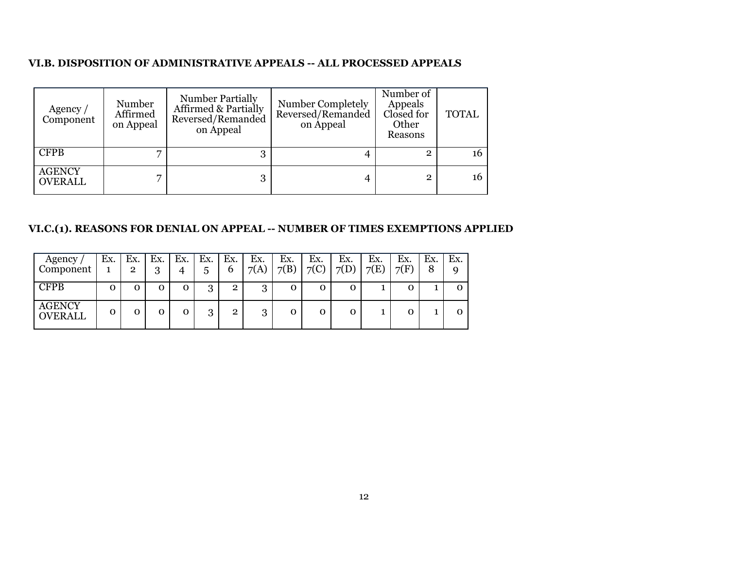### VI.B. DISPOSITION OF ADMINISTRATIVE APPEALS -- ALL PROCESSED APPEALS

| Agency / Component | Number Affirmed on Appeal | Number Partially Affirmed & Partially Reversed/Remanded on Appeal | Number Completely Reversed/Remanded on Appeal | Number of Appeals Closed for Other Reasons | TOTAL |
|---|---|---|---|---|---|
| CFPB | 7 | 3 | 4 | 2 | 16 |
| AGENCY OVERALL | 7 | 3 | 4 | 2 | 16 |

### VI.C.(1). REASONS FOR DENIAL ON APPEAL -- NUMBER OF TIMES EXEMPTIONS APPLIED

| Agency / Component | Ex. 1 | Ex. 2 | Ex. 3 | Ex. 4 | Ex. 5 | Ex. 6 | Ex. 7(A) | Ex. 7(B) | Ex. 7(C) | Ex. 7(D) | Ex. 7(E) | Ex. 7(F) | Ex. 8 | Ex. 9 |
|---|---|---|---|---|---|---|---|---|---|---|---|---|---|---|
| CFPB | 0 | 0 | 0 | 0 | 3 | 2 | 3 | 0 | 0 | 0 | 1 | 0 | 1 | 0 |
| AGENCY OVERALL | 0 | 0 | 0 | 0 | 3 | 2 | 3 | 0 | 0 | 0 | 1 | 0 | 1 | 0 |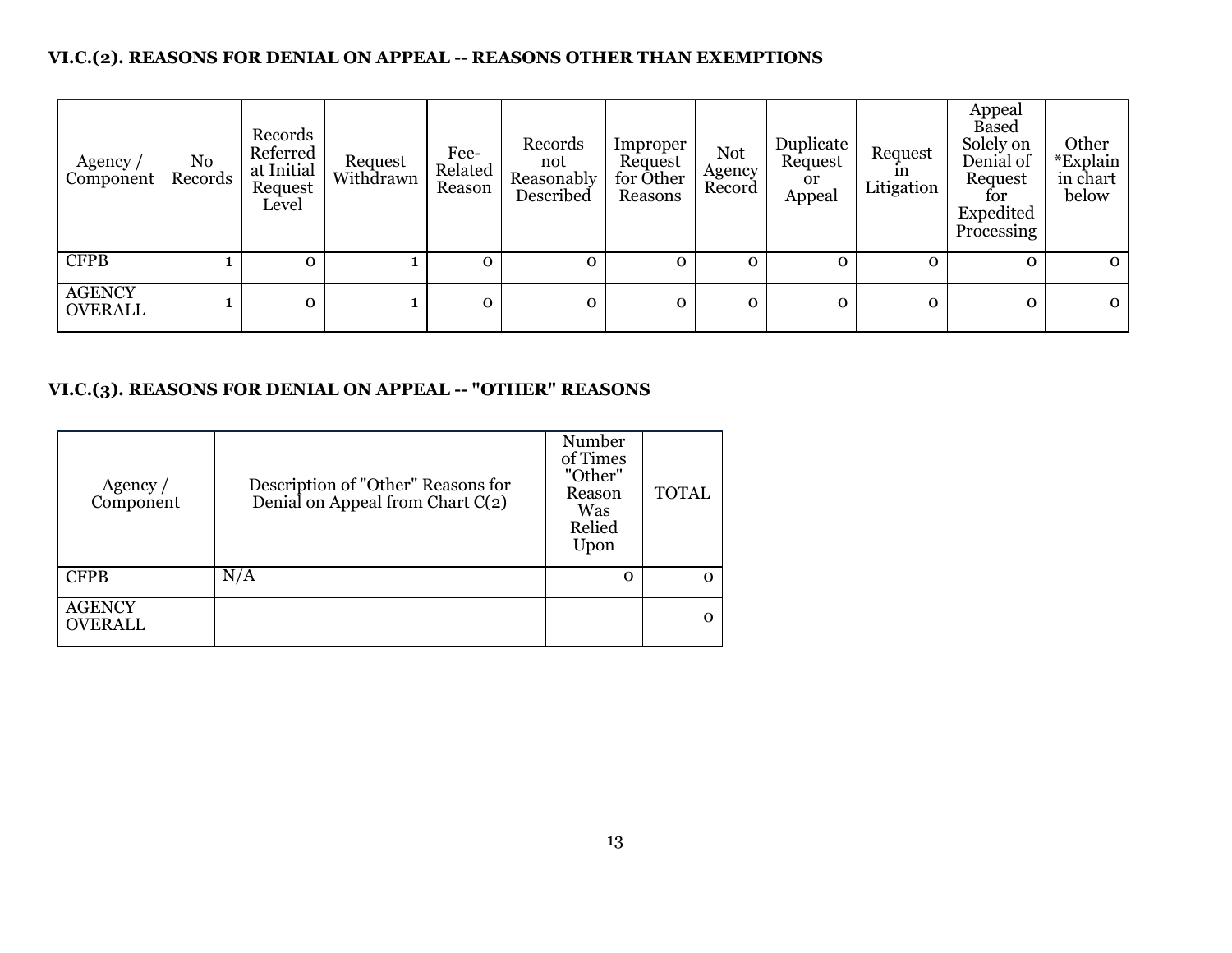### VI.C.(2). REASONS FOR DENIAL ON APPEAL -- REASONS OTHER THAN EXEMPTIONS

| Agency / Component | No Records | Records Referred at Initial Request Level | Request Withdrawn | Fee-Related Reason | Records not Reasonably Described | Improper Request for Other Reasons | Not Agency Record | Duplicate Request or Appeal | Request in Litigation | Appeal Based Solely on Denial of Request for Expedited Processing | Other *Explain in chart below |
|---|---|---|---|---|---|---|---|---|---|---|---|
| CFPB | 1 | 0 | 1 | 0 | 0 | 0 | 0 | 0 | 0 | 0 | 0 |
| AGENCY OVERALL | 1 | 0 | 1 | 0 | 0 | 0 | 0 | 0 | 0 | 0 | 0 |

### VI.C.(3). REASONS FOR DENIAL ON APPEAL -- "OTHER" REASONS

| Agency / Component | Description of "Other" Reasons for Denial on Appeal from Chart C(2) | Number of Times "Other" Reason Was Relied Upon | TOTAL |
|---|---|---|---|
| CFPB | N/A | 0 | 0 |
| AGENCY OVERALL | | | 0 |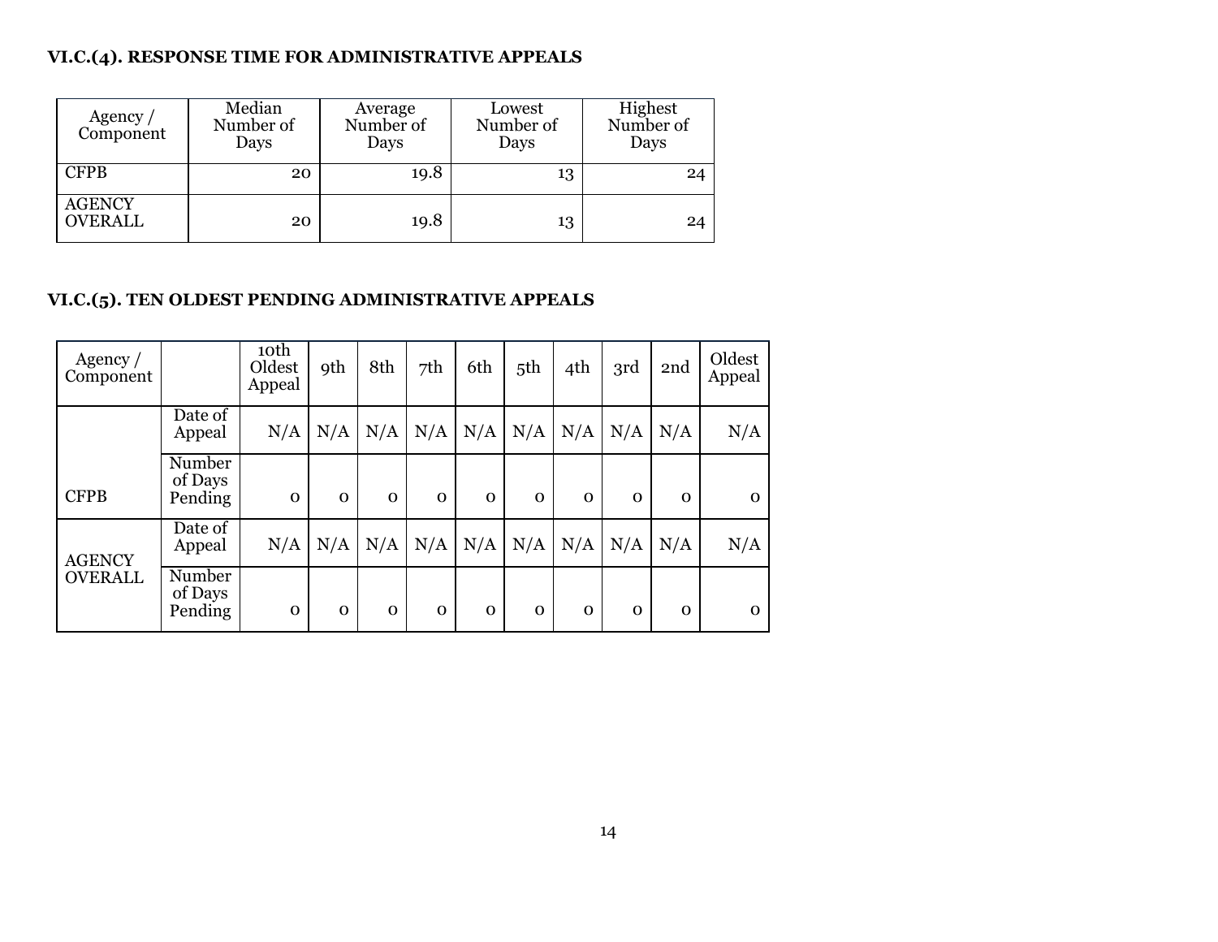### VI.C.(4). RESPONSE TIME FOR ADMINISTRATIVE APPEALS

| Agency / Component | Median Number of Days | Average Number of Days | Lowest Number of Days | Highest Number of Days |
|---|---|---|---|---|
| CFPB | 20 | 19.8 | 13 | 24 |
| AGENCY OVERALL | 20 | 19.8 | 13 | 24 |

### VI.C.(5). TEN OLDEST PENDING ADMINISTRATIVE APPEALS

| Agency / Component | | 10th Oldest Appeal | 9th | 8th | 7th | 6th | 5th | 4th | 3rd | 2nd | Oldest Appeal |
|---|---|---|---|---|---|---|---|---|---|---|---|
| CFPB | Date of Appeal | N/A | N/A | N/A | N/A | N/A | N/A | N/A | N/A | N/A | N/A |
| | Number of Days Pending | 0 | 0 | 0 | 0 | 0 | 0 | 0 | 0 | 0 | 0 |
| AGENCY OVERALL | Date of Appeal | N/A | N/A | N/A | N/A | N/A | N/A | N/A | N/A | N/A | N/A |
| | Number of Days Pending | 0 | 0 | 0 | 0 | 0 | 0 | 0 | 0 | 0 | 0 |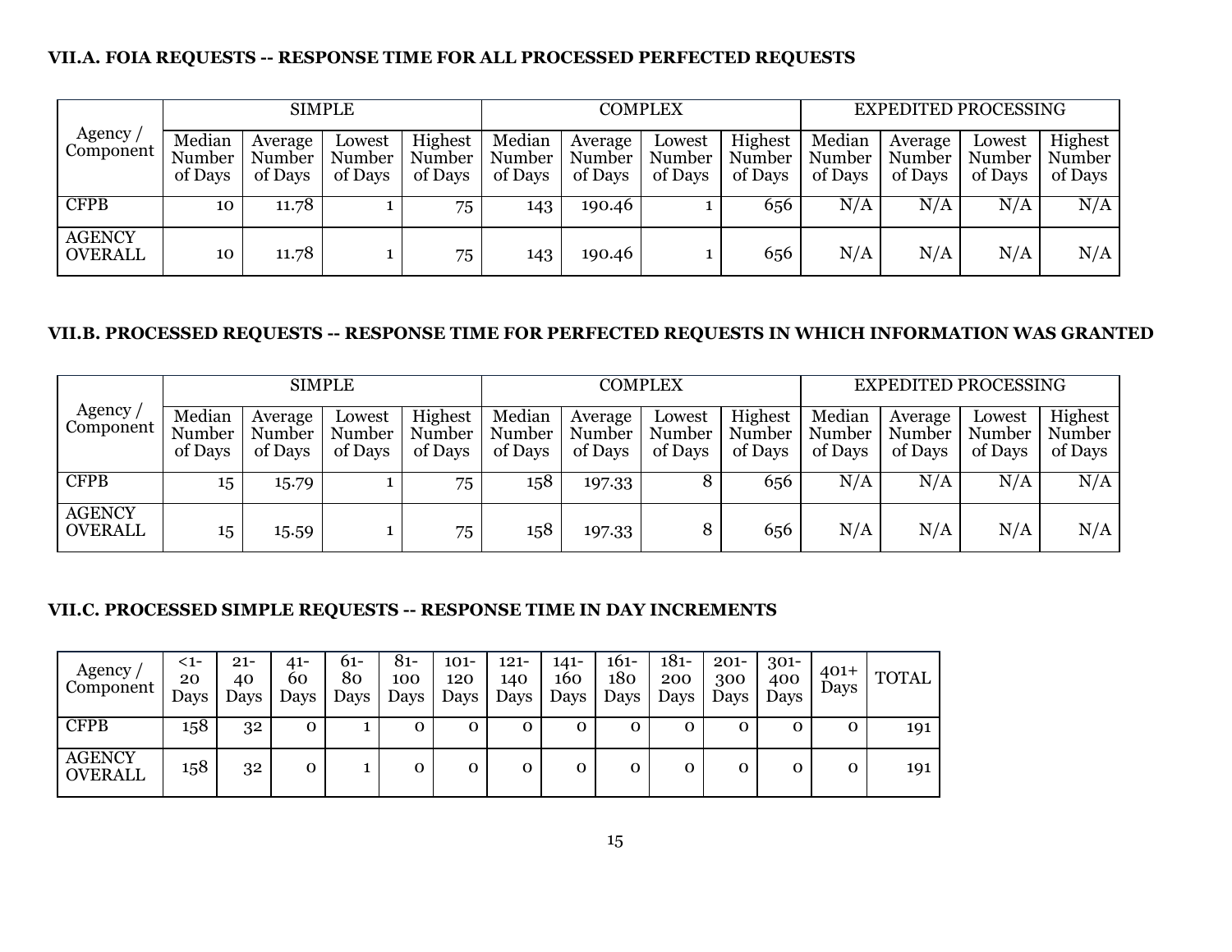**VII.A. FOIA REQUESTS -- RESPONSE TIME FOR ALL PROCESSED PERFECTED REQUESTS**

| Agency / Component | SIMPLE | | | | COMPLEX | | | | EXPEDITED PROCESSING | | | |
|---|---|---|---|---|---|---|---|---|---|---|---|---|
| | Median Number of Days | Average Number of Days | Lowest Number of Days | Highest Number of Days | Median Number of Days | Average Number of Days | Lowest Number of Days | Highest Number of Days | Median Number of Days | Average Number of Days | Lowest Number of Days | Highest Number of Days |
| CFPB | 10 | 11.78 | 1 | 75 | 143 | 190.46 | 1 | 656 | N/A | N/A | N/A | N/A |
| AGENCY OVERALL | 10 | 11.78 | 1 | 75 | 143 | 190.46 | 1 | 656 | N/A | N/A | N/A | N/A |

**VII.B. PROCESSED REQUESTS -- RESPONSE TIME FOR PERFECTED REQUESTS IN WHICH INFORMATION WAS GRANTED**

| Agency / Component | SIMPLE | | | | COMPLEX | | | | EXPEDITED PROCESSING | | | |
|---|---|---|---|---|---|---|---|---|---|---|---|---|
| | Median Number of Days | Average Number of Days | Lowest Number of Days | Highest Number of Days | Median Number of Days | Average Number of Days | Lowest Number of Days | Highest Number of Days | Median Number of Days | Average Number of Days | Lowest Number of Days | Highest Number of Days |
| CFPB | 15 | 15.79 | 1 | 75 | 158 | 197.33 | 8 | 656 | N/A | N/A | N/A | N/A |
| AGENCY OVERALL | 15 | 15.59 | 1 | 75 | 158 | 197.33 | 8 | 656 | N/A | N/A | N/A | N/A |

**VII.C. PROCESSED SIMPLE REQUESTS -- RESPONSE TIME IN DAY INCREMENTS**

| Agency / Component | <1-20 Days | 21-40 Days | 41-60 Days | 61-80 Days | 81-100 Days | 101-120 Days | 121-140 Days | 141-160 Days | 161-180 Days | 181-200 Days | 201-300 Days | 301-400 Days | 401+ Days | TOTAL |
|---|---|---|---|---|---|---|---|---|---|---|---|---|---|---|
| CFPB | 158 | 32 | 0 | 1 | 0 | 0 | 0 | 0 | 0 | 0 | 0 | 0 | 0 | 191 |
| AGENCY OVERALL | 158 | 32 | 0 | 1 | 0 | 0 | 0 | 0 | 0 | 0 | 0 | 0 | 0 | 191 |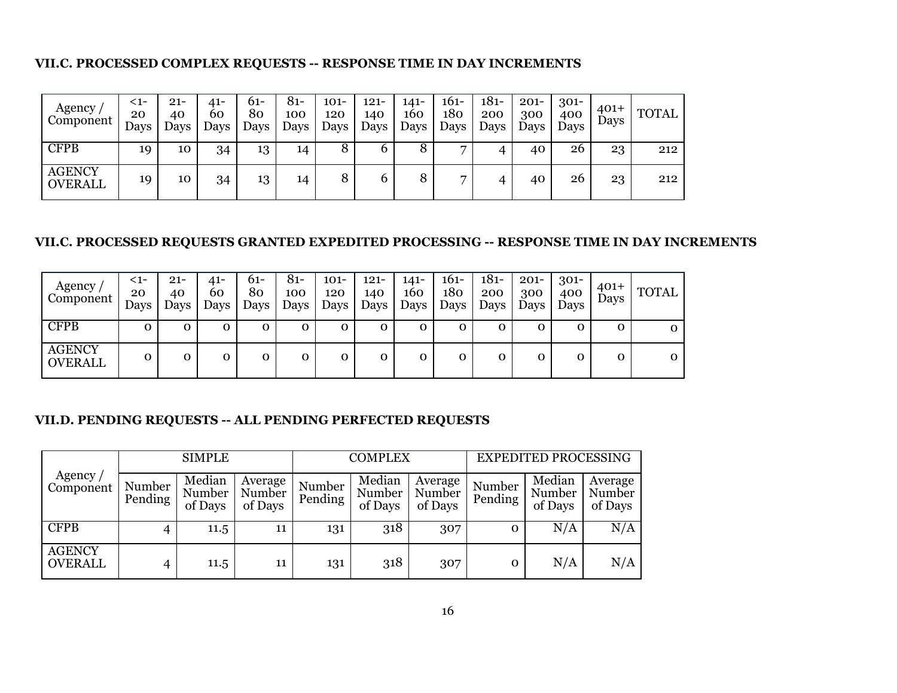### VII.C. PROCESSED COMPLEX REQUESTS -- RESPONSE TIME IN DAY INCREMENTS

| Agency / Component | <1-20 Days | 21-40 Days | 41-60 Days | 61-80 Days | 81-100 Days | 101-120 Days | 121-140 Days | 141-160 Days | 161-180 Days | 181-200 Days | 201-300 Days | 301-400 Days | 401+ Days | TOTAL |
|---|---|---|---|---|---|---|---|---|---|---|---|---|---|---|
| CFPB | 19 | 10 | 34 | 13 | 14 | 8 | 6 | 8 | 7 | 4 | 40 | 26 | 23 | 212 |
| AGENCY OVERALL | 19 | 10 | 34 | 13 | 14 | 8 | 6 | 8 | 7 | 4 | 40 | 26 | 23 | 212 |

### VII.C. PROCESSED REQUESTS GRANTED EXPEDITED PROCESSING -- RESPONSE TIME IN DAY INCREMENTS

| Agency / Component | <1-20 Days | 21-40 Days | 41-60 Days | 61-80 Days | 81-100 Days | 101-120 Days | 121-140 Days | 141-160 Days | 161-180 Days | 181-200 Days | 201-300 Days | 301-400 Days | 401+ Days | TOTAL |
|---|---|---|---|---|---|---|---|---|---|---|---|---|---|---|
| CFPB | 0 | 0 | 0 | 0 | 0 | 0 | 0 | 0 | 0 | 0 | 0 | 0 | 0 | 0 |
| AGENCY OVERALL | 0 | 0 | 0 | 0 | 0 | 0 | 0 | 0 | 0 | 0 | 0 | 0 | 0 | 0 |

### VII.D. PENDING REQUESTS -- ALL PENDING PERFECTED REQUESTS

| Agency / Component | SIMPLE | | | COMPLEX | | | EXPEDITED PROCESSING | | |
|---|---|---|---|---|---|---|---|---|---|
| | Number Pending | Median Number of Days | Average Number of Days | Number Pending | Median Number of Days | Average Number of Days | Number Pending | Median Number of Days | Average Number of Days |
| CFPB | 4 | 11.5 | 11 | 131 | 318 | 307 | 0 | N/A | N/A |
| AGENCY OVERALL | 4 | 11.5 | 11 | 131 | 318 | 307 | 0 | N/A | N/A |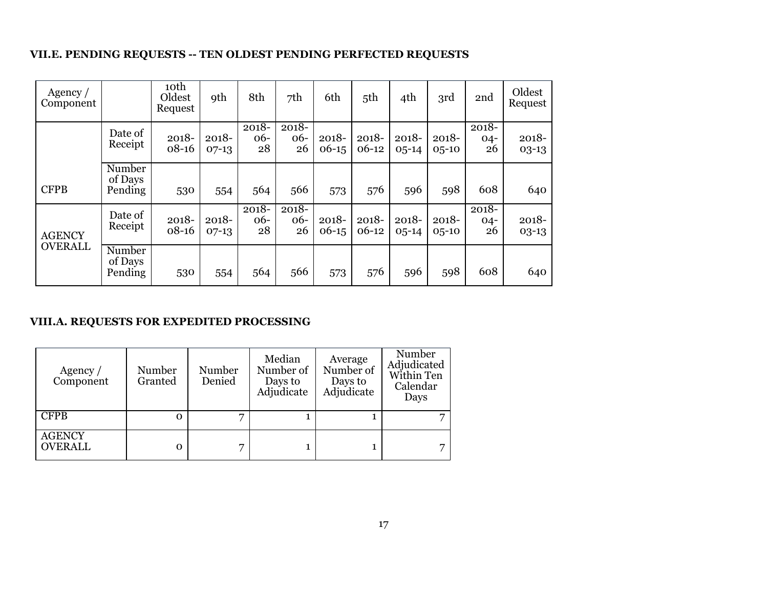### VII.E. PENDING REQUESTS -- TEN OLDEST PENDING PERFECTED REQUESTS

| Agency / Component | | 10th Oldest Request | 9th | 8th | 7th | 6th | 5th | 4th | 3rd | 2nd | Oldest Request |
|---|---|---|---|---|---|---|---|---|---|---|---|
| CFPB | Date of Receipt | 2018-08-16 | 2018-07-13 | 2018-06-28 | 2018-06-26 | 2018-06-15 | 2018-06-12 | 2018-05-14 | 2018-05-10 | 2018-04-26 | 2018-03-13 |
| | Number of Days Pending | 530 | 554 | 564 | 566 | 573 | 576 | 596 | 598 | 608 | 640 |
| AGENCY OVERALL | Date of Receipt | 2018-08-16 | 2018-07-13 | 2018-06-28 | 2018-06-26 | 2018-06-15 | 2018-06-12 | 2018-05-14 | 2018-05-10 | 2018-04-26 | 2018-03-13 |
| | Number of Days Pending | 530 | 554 | 564 | 566 | 573 | 576 | 596 | 598 | 608 | 640 |

### VIII.A. REQUESTS FOR EXPEDITED PROCESSING

| Agency / Component | Number Granted | Number Denied | Median Number of Days to Adjudicate | Average Number of Days to Adjudicate | Number Adjudicated Within Ten Calendar Days |
|---|---|---|---|---|---|
| CFPB | 0 | 7 | 1 | 1 | 7 |
| AGENCY OVERALL | 0 | 7 | 1 | 1 | 7 |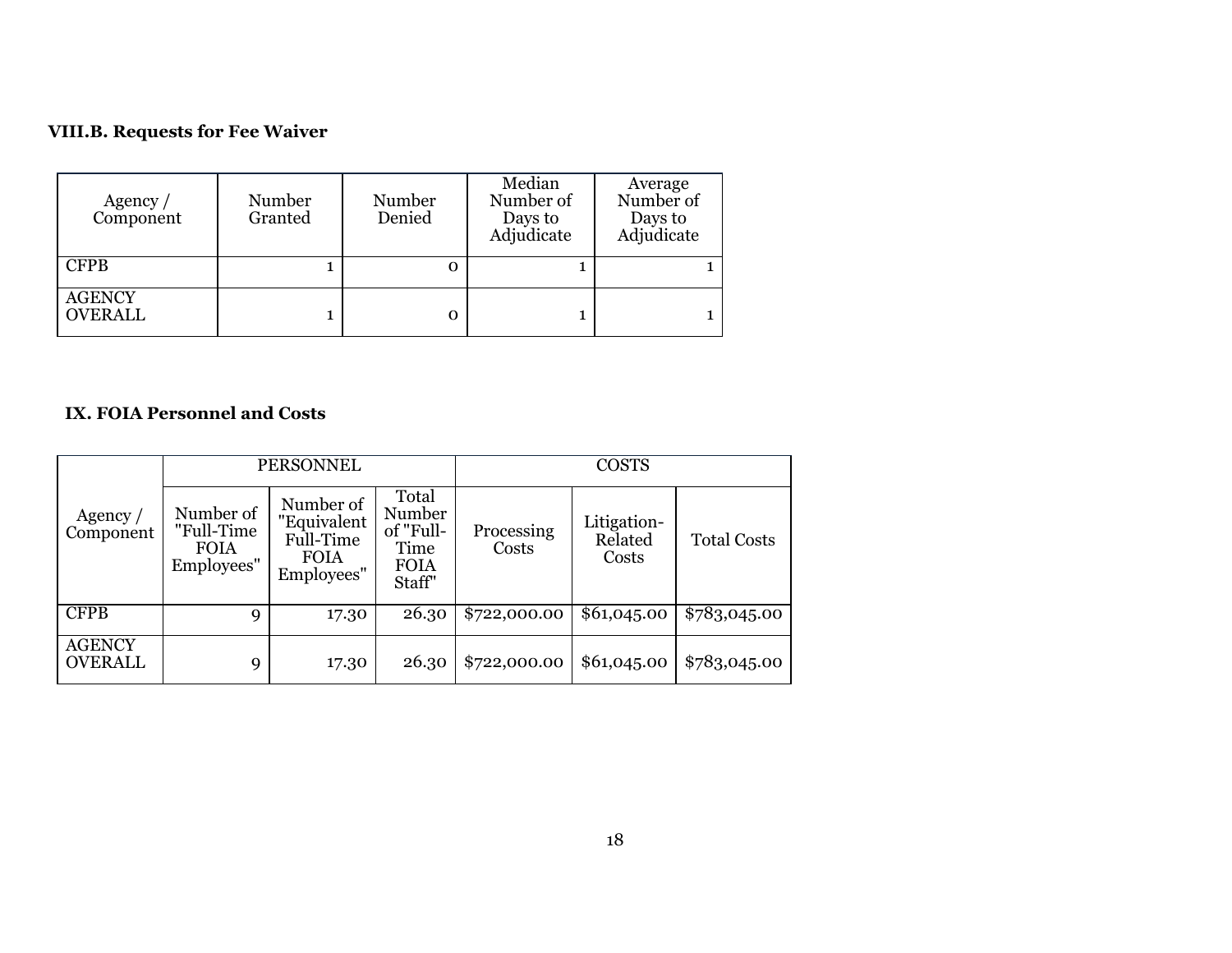### VIII.B. Requests for Fee Waiver

| Agency / Component | Number Granted | Number Denied | Median Number of Days to Adjudicate | Average Number of Days to Adjudicate |
|---|---|---|---|---|
| CFPB | 1 | 0 | 1 | 1 |
| AGENCY OVERALL | 1 | 0 | 1 | 1 |

### IX. FOIA Personnel and Costs

| Agency / Component | PERSONNEL | | | COSTS | | |
|---|---|---|---|---|---|---|
| | Number of "Full-Time FOIA Employees" | Number of "Equivalent Full-Time FOIA Employees" | Total Number of "Full-Time FOIA Staff" | Processing Costs | Litigation-Related Costs | Total Costs |
| CFPB | 9 | 17.30 | 26.30 | $722,000.00 | $61,045.00 | $783,045.00 |
| AGENCY OVERALL | 9 | 17.30 | 26.30 | $722,000.00 | $61,045.00 | $783,045.00 |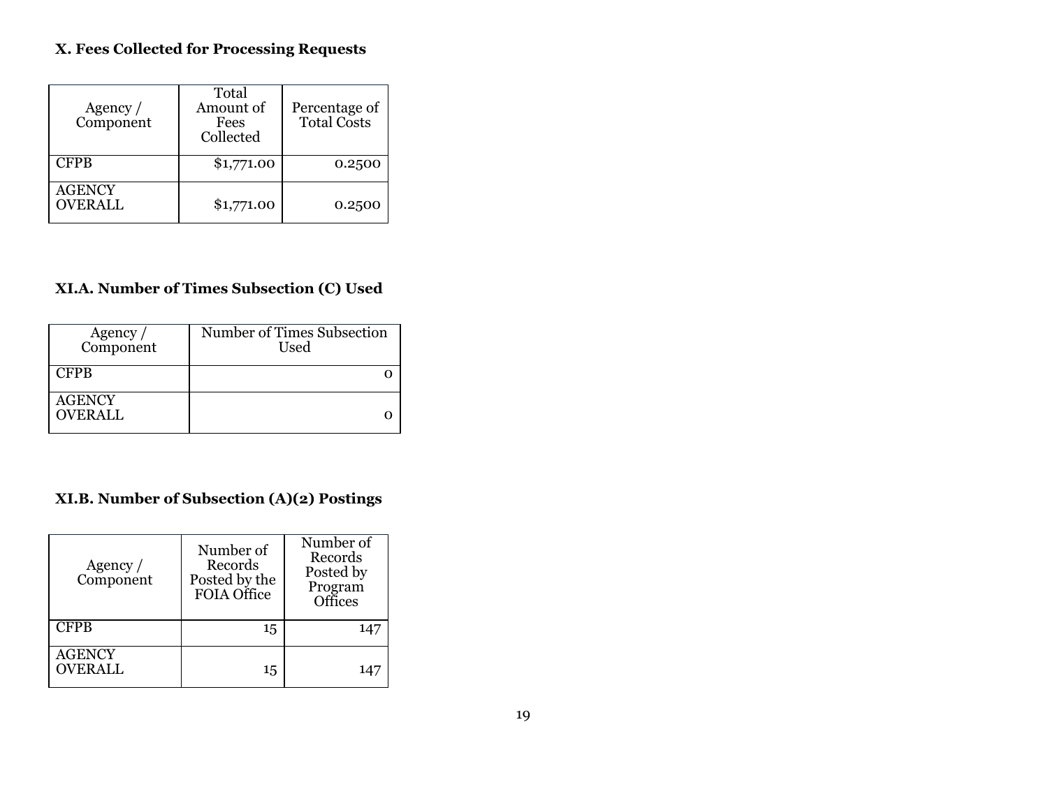### X. Fees Collected for Processing Requests

| Agency / Component | Total Amount of Fees Collected | Percentage of Total Costs |
| --- | --- | --- |
| CFPB | $1,771.00 | 0.2500 |
| AGENCY OVERALL | $1,771.00 | 0.2500 |

### XI.A. Number of Times Subsection (C) Used

| Agency / Component | Number of Times Subsection Used |
| --- | --- |
| CFPB | 0 |
| AGENCY OVERALL | 0 |

### XI.B. Number of Subsection (A)(2) Postings

| Agency / Component | Number of Records Posted by the FOIA Office | Number of Records Posted by Program Offices |
| --- | --- | --- |
| CFPB | 15 | 147 |
| AGENCY OVERALL | 15 | 147 |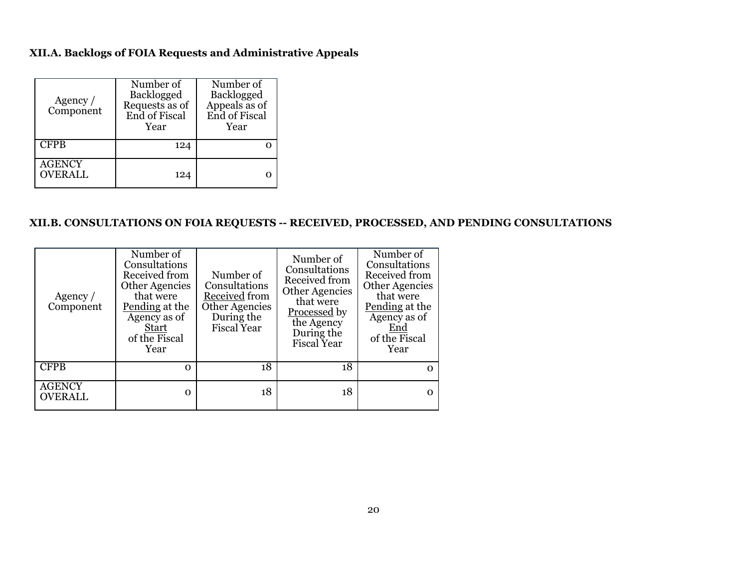### XII.A. Backlogs of FOIA Requests and Administrative Appeals

| Agency / Component | Number of Backlogged Requests as of End of Fiscal Year | Number of Backlogged Appeals as of End of Fiscal Year |
|---|---|---|
| CFPB | 124 | 0 |
| AGENCY OVERALL | 124 | 0 |

### XII.B. CONSULTATIONS ON FOIA REQUESTS -- RECEIVED, PROCESSED, AND PENDING CONSULTATIONS

| Agency / Component | Number of Consultations Received from Other Agencies that were Pending at the Agency as of Start of the Fiscal Year | Number of Consultations Received from Other Agencies During the Fiscal Year | Number of Consultations Received from Other Agencies that were Processed by the Agency During the Fiscal Year | Number of Consultations Received from Other Agencies that were Pending at the Agency as of End of the Fiscal Year |
|---|---|---|---|---|
| CFPB | 0 | 18 | 18 | 0 |
| AGENCY OVERALL | 0 | 18 | 18 | 0 |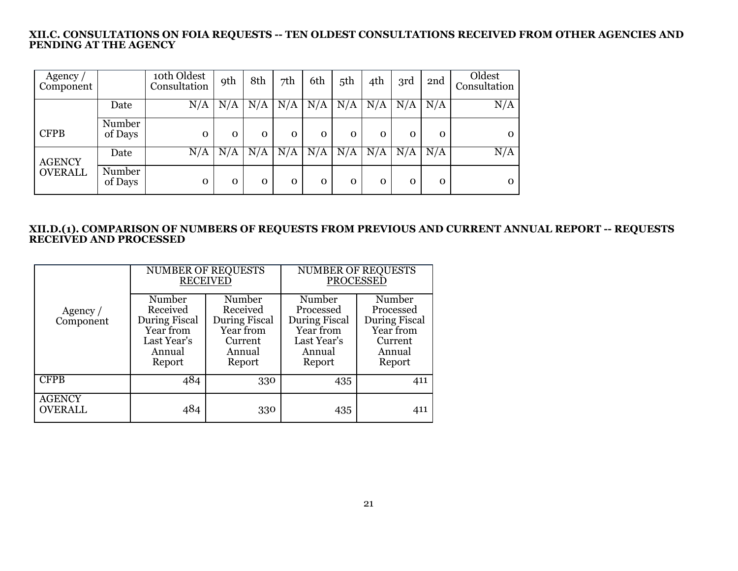### XII.C. CONSULTATIONS ON FOIA REQUESTS -- TEN OLDEST CONSULTATIONS RECEIVED FROM OTHER AGENCIES AND PENDING AT THE AGENCY

| Agency / Component | | 10th Oldest Consultation | 9th | 8th | 7th | 6th | 5th | 4th | 3rd | 2nd | Oldest Consultation |
|---|---|---|---|---|---|---|---|---|---|---|---|
| CFPB | Date | N/A | N/A | N/A | N/A | N/A | N/A | N/A | N/A | N/A | N/A |
| | Number of Days | 0 | 0 | 0 | 0 | 0 | 0 | 0 | 0 | 0 | 0 |
| AGENCY OVERALL | Date | N/A | N/A | N/A | N/A | N/A | N/A | N/A | N/A | N/A | N/A |
| | Number of Days | 0 | 0 | 0 | 0 | 0 | 0 | 0 | 0 | 0 | 0 |

### XII.D.(1). COMPARISON OF NUMBERS OF REQUESTS FROM PREVIOUS AND CURRENT ANNUAL REPORT -- REQUESTS RECEIVED AND PROCESSED

| Agency / Component | NUMBER OF REQUESTS RECEIVED | | NUMBER OF REQUESTS PROCESSED | |
|---|---|---|---|---|
| | Number Received During Fiscal Year from Last Year's Annual Report | Number Received During Fiscal Year from Current Annual Report | Number Processed During Fiscal Year from Last Year's Annual Report | Number Processed During Fiscal Year from Current Annual Report |
| CFPB | 484 | 330 | 435 | 411 |
| AGENCY OVERALL | 484 | 330 | 435 | 411 |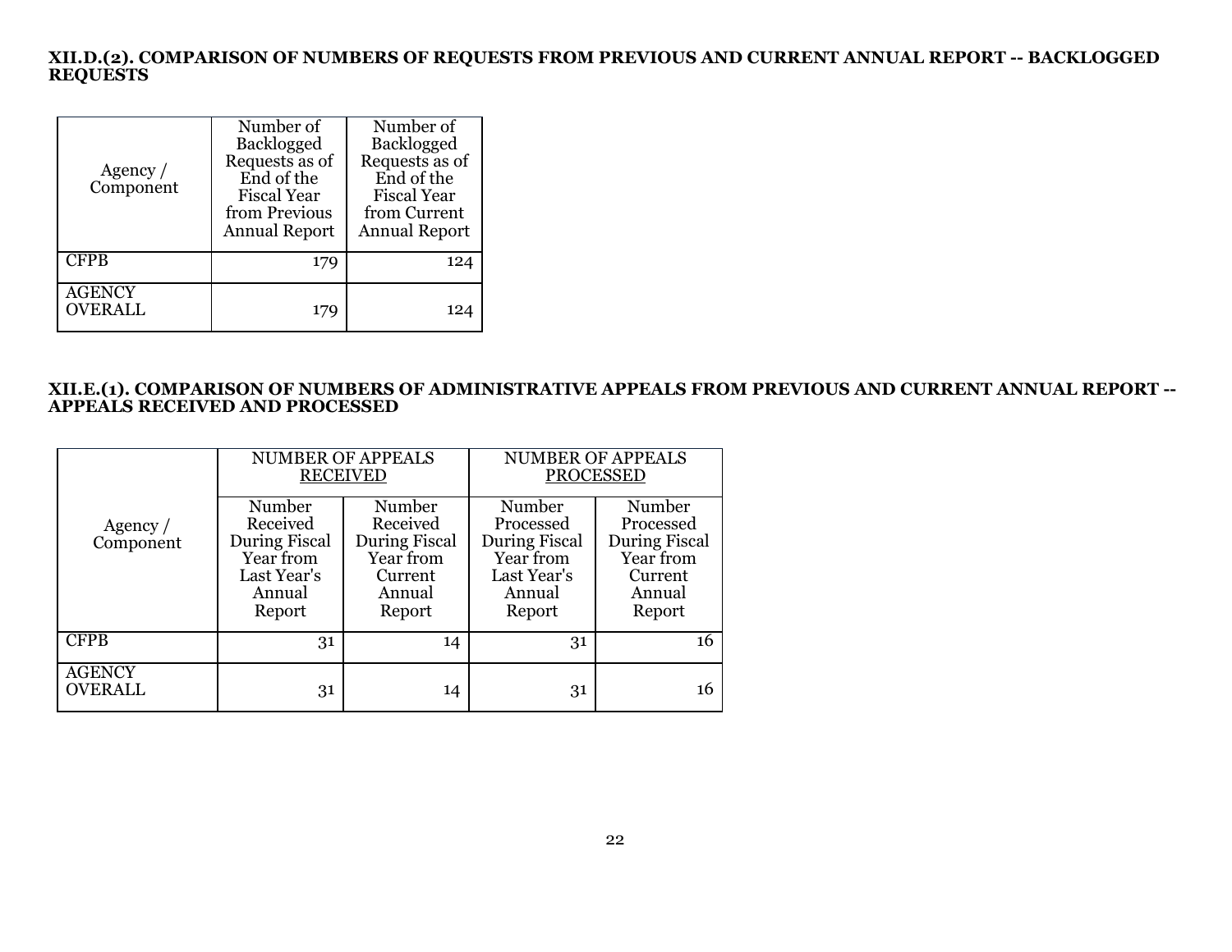### XII.D.(2). COMPARISON OF NUMBERS OF REQUESTS FROM PREVIOUS AND CURRENT ANNUAL REPORT -- BACKLOGGED REQUESTS

| Agency / Component | Number of Backlogged Requests as of End of the Fiscal Year from Previous Annual Report | Number of Backlogged Requests as of End of the Fiscal Year from Current Annual Report |
|---|---|---|
| CFPB | 179 | 124 |
| AGENCY OVERALL | 179 | 124 |

### XII.E.(1). COMPARISON OF NUMBERS OF ADMINISTRATIVE APPEALS FROM PREVIOUS AND CURRENT ANNUAL REPORT -- APPEALS RECEIVED AND PROCESSED

| Agency / Component | NUMBER OF APPEALS RECEIVED | | NUMBER OF APPEALS PROCESSED | |
|---|---|---|---|---|
| | Number Received During Fiscal Year from Last Year's Annual Report | Number Received During Fiscal Year from Current Annual Report | Number Processed During Fiscal Year from Last Year's Annual Report | Number Processed During Fiscal Year from Current Annual Report |
| CFPB | 31 | 14 | 31 | 16 |
| AGENCY OVERALL | 31 | 14 | 31 | 16 |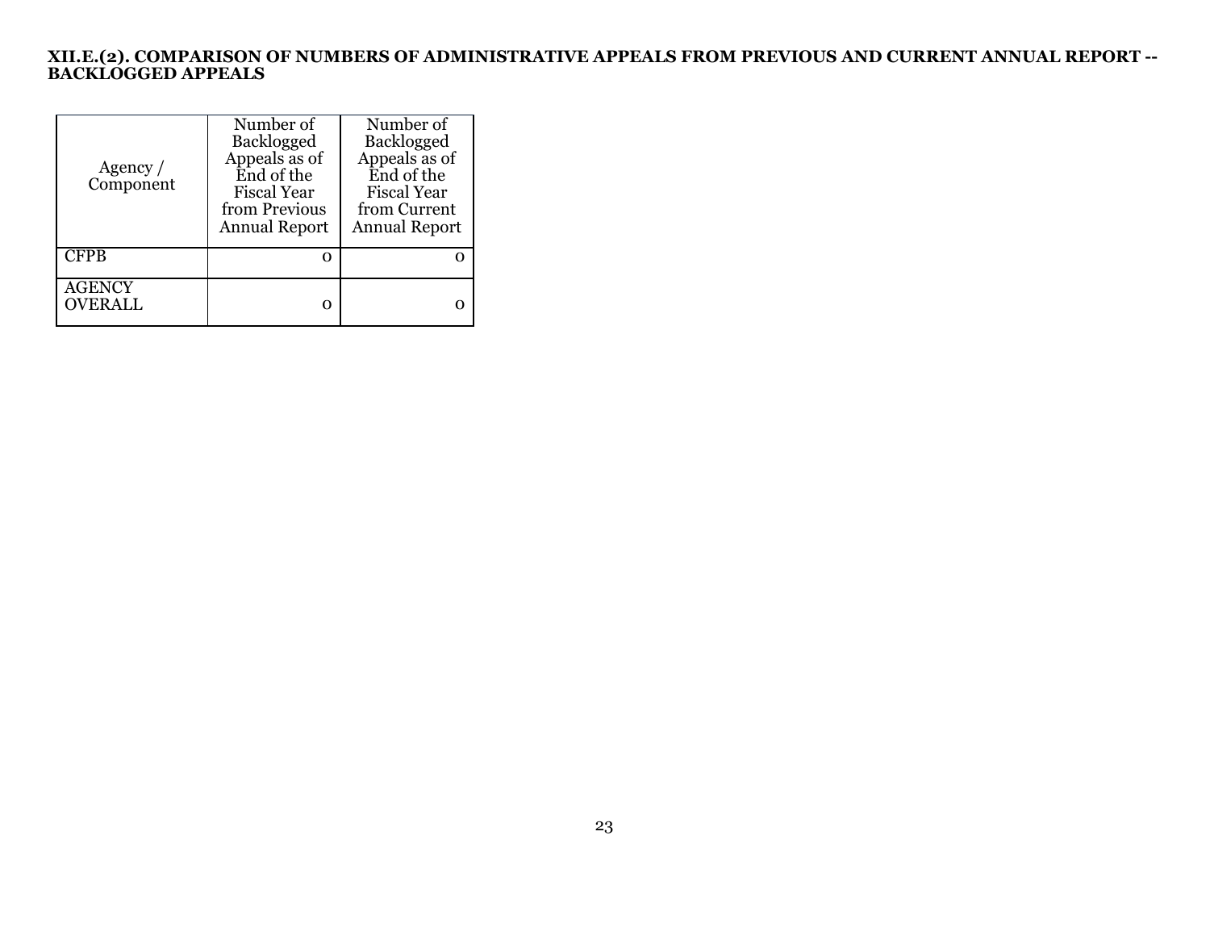### XII.E.(2). COMPARISON OF NUMBERS OF ADMINISTRATIVE APPEALS FROM PREVIOUS AND CURRENT ANNUAL REPORT -- BACKLOGGED APPEALS

| Agency / Component | Number of Backlogged Appeals as of End of the Fiscal Year from Previous Annual Report | Number of Backlogged Appeals as of End of the Fiscal Year from Current Annual Report |
|---|---|---|
| CFPB | 0 | 0 |
| AGENCY OVERALL | 0 | 0 |